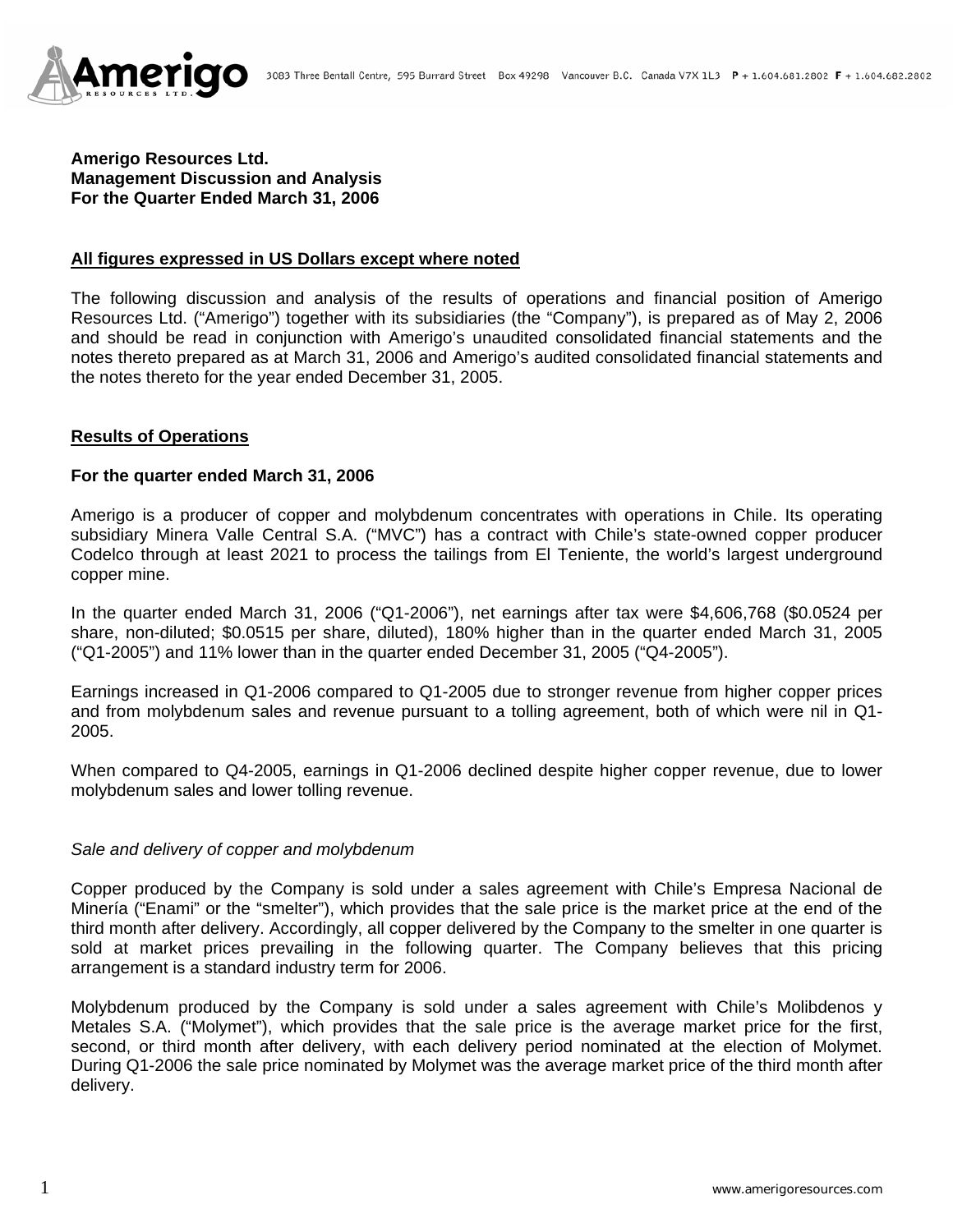**Amerigo Resources Ltd.**
**Management Discussion and Analysis**
**For the Quarter Ended March 31, 2006**

**All figures expressed in US Dollars except where noted**

The following discussion and analysis of the results of operations and financial position of Amerigo Resources Ltd. ("Amerigo") together with its subsidiaries (the "Company"), is prepared as of May 2, 2006 and should be read in conjunction with Amerigo's unaudited consolidated financial statements and the notes thereto prepared as at March 31, 2006 and Amerigo's audited consolidated financial statements and the notes thereto for the year ended December 31, 2005.

## Results of Operations

### For the quarter ended March 31, 2006

Amerigo is a producer of copper and molybdenum concentrates with operations in Chile. Its operating subsidiary Minera Valle Central S.A. ("MVC") has a contract with Chile's state-owned copper producer Codelco through at least 2021 to process the tailings from El Teniente, the world's largest underground copper mine.

In the quarter ended March 31, 2006 ("Q1-2006"), net earnings after tax were $4,606,768 ($0.0524 per share, non-diluted; $0.0515 per share, diluted), 180% higher than in the quarter ended March 31, 2005 ("Q1-2005") and 11% lower than in the quarter ended December 31, 2005 ("Q4-2005").

Earnings increased in Q1-2006 compared to Q1-2005 due to stronger revenue from higher copper prices and from molybdenum sales and revenue pursuant to a tolling agreement, both of which were nil in Q1-2005.

When compared to Q4-2005, earnings in Q1-2006 declined despite higher copper revenue, due to lower molybdenum sales and lower tolling revenue.

*Sale and delivery of copper and molybdenum*

Copper produced by the Company is sold under a sales agreement with Chile's Empresa Nacional de Minería ("Enami" or the "smelter"), which provides that the sale price is the market price at the end of the third month after delivery. Accordingly, all copper delivered by the Company to the smelter in one quarter is sold at market prices prevailing in the following quarter. The Company believes that this pricing arrangement is a standard industry term for 2006.

Molybdenum produced by the Company is sold under a sales agreement with Chile's Molibdenos y Metales S.A. ("Molymet"), which provides that the sale price is the average market price for the first, second, or third month after delivery, with each delivery period nominated at the election of Molymet. During Q1-2006 the sale price nominated by Molymet was the average market price of the third month after delivery.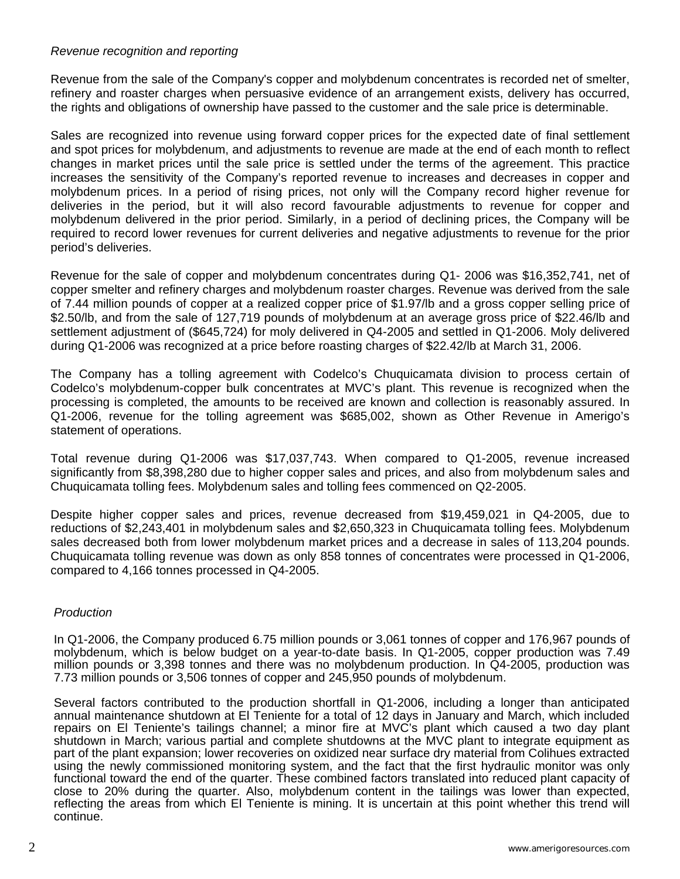*Revenue recognition and reporting*

Revenue from the sale of the Company's copper and molybdenum concentrates is recorded net of smelter, refinery and roaster charges when persuasive evidence of an arrangement exists, delivery has occurred, the rights and obligations of ownership have passed to the customer and the sale price is determinable.

Sales are recognized into revenue using forward copper prices for the expected date of final settlement and spot prices for molybdenum, and adjustments to revenue are made at the end of each month to reflect changes in market prices until the sale price is settled under the terms of the agreement. This practice increases the sensitivity of the Company's reported revenue to increases and decreases in copper and molybdenum prices. In a period of rising prices, not only will the Company record higher revenue for deliveries in the period, but it will also record favourable adjustments to revenue for copper and molybdenum delivered in the prior period. Similarly, in a period of declining prices, the Company will be required to record lower revenues for current deliveries and negative adjustments to revenue for the prior period's deliveries.

Revenue for the sale of copper and molybdenum concentrates during Q1- 2006 was $16,352,741, net of copper smelter and refinery charges and molybdenum roaster charges. Revenue was derived from the sale of 7.44 million pounds of copper at a realized copper price of $1.97/lb and a gross copper selling price of $2.50/lb, and from the sale of 127,719 pounds of molybdenum at an average gross price of $22.46/lb and settlement adjustment of ($645,724) for moly delivered in Q4-2005 and settled in Q1-2006. Moly delivered during Q1-2006 was recognized at a price before roasting charges of $22.42/lb at March 31, 2006.

The Company has a tolling agreement with Codelco's Chuquicamata division to process certain of Codelco's molybdenum-copper bulk concentrates at MVC's plant. This revenue is recognized when the processing is completed, the amounts to be received are known and collection is reasonably assured. In Q1-2006, revenue for the tolling agreement was $685,002, shown as Other Revenue in Amerigo's statement of operations.

Total revenue during Q1-2006 was $17,037,743. When compared to Q1-2005, revenue increased significantly from $8,398,280 due to higher copper sales and prices, and also from molybdenum sales and Chuquicamata tolling fees. Molybdenum sales and tolling fees commenced on Q2-2005.

Despite higher copper sales and prices, revenue decreased from $19,459,021 in Q4-2005, due to reductions of $2,243,401 in molybdenum sales and $2,650,323 in Chuquicamata tolling fees. Molybdenum sales decreased both from lower molybdenum market prices and a decrease in sales of 113,204 pounds. Chuquicamata tolling revenue was down as only 858 tonnes of concentrates were processed in Q1-2006, compared to 4,166 tonnes processed in Q4-2005.

*Production*

In Q1-2006, the Company produced 6.75 million pounds or 3,061 tonnes of copper and 176,967 pounds of molybdenum, which is below budget on a year-to-date basis. In Q1-2005, copper production was 7.49 million pounds or 3,398 tonnes and there was no molybdenum production. In Q4-2005, production was 7.73 million pounds or 3,506 tonnes of copper and 245,950 pounds of molybdenum.

Several factors contributed to the production shortfall in Q1-2006, including a longer than anticipated annual maintenance shutdown at El Teniente for a total of 12 days in January and March, which included repairs on El Teniente's tailings channel; a minor fire at MVC's plant which caused a two day plant shutdown in March; various partial and complete shutdowns at the MVC plant to integrate equipment as part of the plant expansion; lower recoveries on oxidized near surface dry material from Colihues extracted using the newly commissioned monitoring system, and the fact that the first hydraulic monitor was only functional toward the end of the quarter. These combined factors translated into reduced plant capacity of close to 20% during the quarter. Also, molybdenum content in the tailings was lower than expected, reflecting the areas from which El Teniente is mining. It is uncertain at this point whether this trend will continue.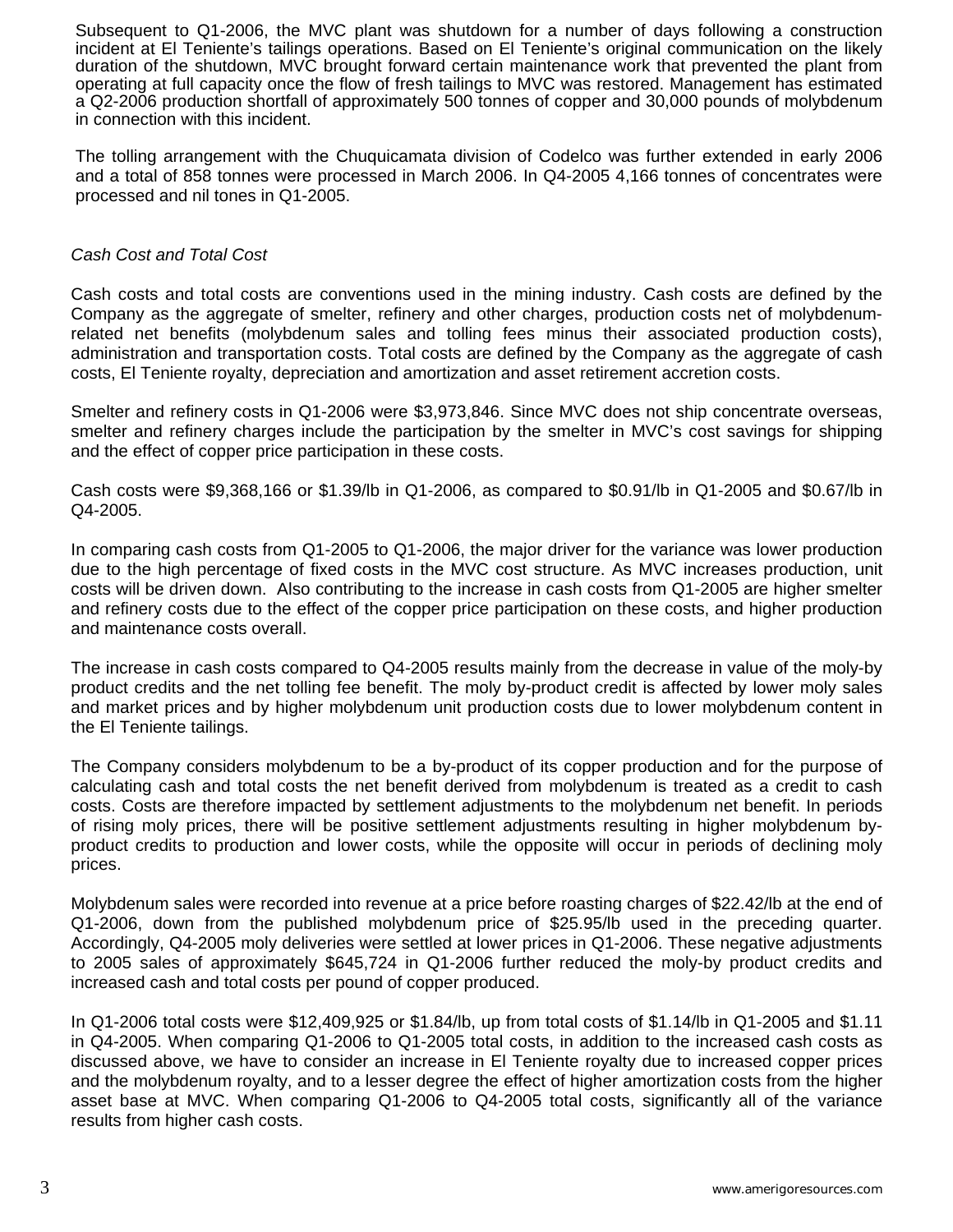Subsequent to Q1-2006, the MVC plant was shutdown for a number of days following a construction incident at El Teniente's tailings operations. Based on El Teniente's original communication on the likely duration of the shutdown, MVC brought forward certain maintenance work that prevented the plant from operating at full capacity once the flow of fresh tailings to MVC was restored. Management has estimated a Q2-2006 production shortfall of approximately 500 tonnes of copper and 30,000 pounds of molybdenum in connection with this incident.

The tolling arrangement with the Chuquicamata division of Codelco was further extended in early 2006 and a total of 858 tonnes were processed in March 2006. In Q4-2005 4,166 tonnes of concentrates were processed and nil tones in Q1-2005.

*Cash Cost and Total Cost*

Cash costs and total costs are conventions used in the mining industry. Cash costs are defined by the Company as the aggregate of smelter, refinery and other charges, production costs net of molybdenum-related net benefits (molybdenum sales and tolling fees minus their associated production costs), administration and transportation costs. Total costs are defined by the Company as the aggregate of cash costs, El Teniente royalty, depreciation and amortization and asset retirement accretion costs.

Smelter and refinery costs in Q1-2006 were $3,973,846. Since MVC does not ship concentrate overseas, smelter and refinery charges include the participation by the smelter in MVC's cost savings for shipping and the effect of copper price participation in these costs.

Cash costs were $9,368,166 or $1.39/lb in Q1-2006, as compared to $0.91/lb in Q1-2005 and $0.67/lb in Q4-2005.

In comparing cash costs from Q1-2005 to Q1-2006, the major driver for the variance was lower production due to the high percentage of fixed costs in the MVC cost structure. As MVC increases production, unit costs will be driven down. Also contributing to the increase in cash costs from Q1-2005 are higher smelter and refinery costs due to the effect of the copper price participation on these costs, and higher production and maintenance costs overall.

The increase in cash costs compared to Q4-2005 results mainly from the decrease in value of the moly-by product credits and the net tolling fee benefit. The moly by-product credit is affected by lower moly sales and market prices and by higher molybdenum unit production costs due to lower molybdenum content in the El Teniente tailings.

The Company considers molybdenum to be a by-product of its copper production and for the purpose of calculating cash and total costs the net benefit derived from molybdenum is treated as a credit to cash costs. Costs are therefore impacted by settlement adjustments to the molybdenum net benefit. In periods of rising moly prices, there will be positive settlement adjustments resulting in higher molybdenum by-product credits to production and lower costs, while the opposite will occur in periods of declining moly prices.

Molybdenum sales were recorded into revenue at a price before roasting charges of $22.42/lb at the end of Q1-2006, down from the published molybdenum price of $25.95/lb used in the preceding quarter. Accordingly, Q4-2005 moly deliveries were settled at lower prices in Q1-2006. These negative adjustments to 2005 sales of approximately $645,724 in Q1-2006 further reduced the moly-by product credits and increased cash and total costs per pound of copper produced.

In Q1-2006 total costs were $12,409,925 or $1.84/lb, up from total costs of $1.14/lb in Q1-2005 and $1.11 in Q4-2005. When comparing Q1-2006 to Q1-2005 total costs, in addition to the increased cash costs as discussed above, we have to consider an increase in El Teniente royalty due to increased copper prices and the molybdenum royalty, and to a lesser degree the effect of higher amortization costs from the higher asset base at MVC. When comparing Q1-2006 to Q4-2005 total costs, significantly all of the variance results from higher cash costs.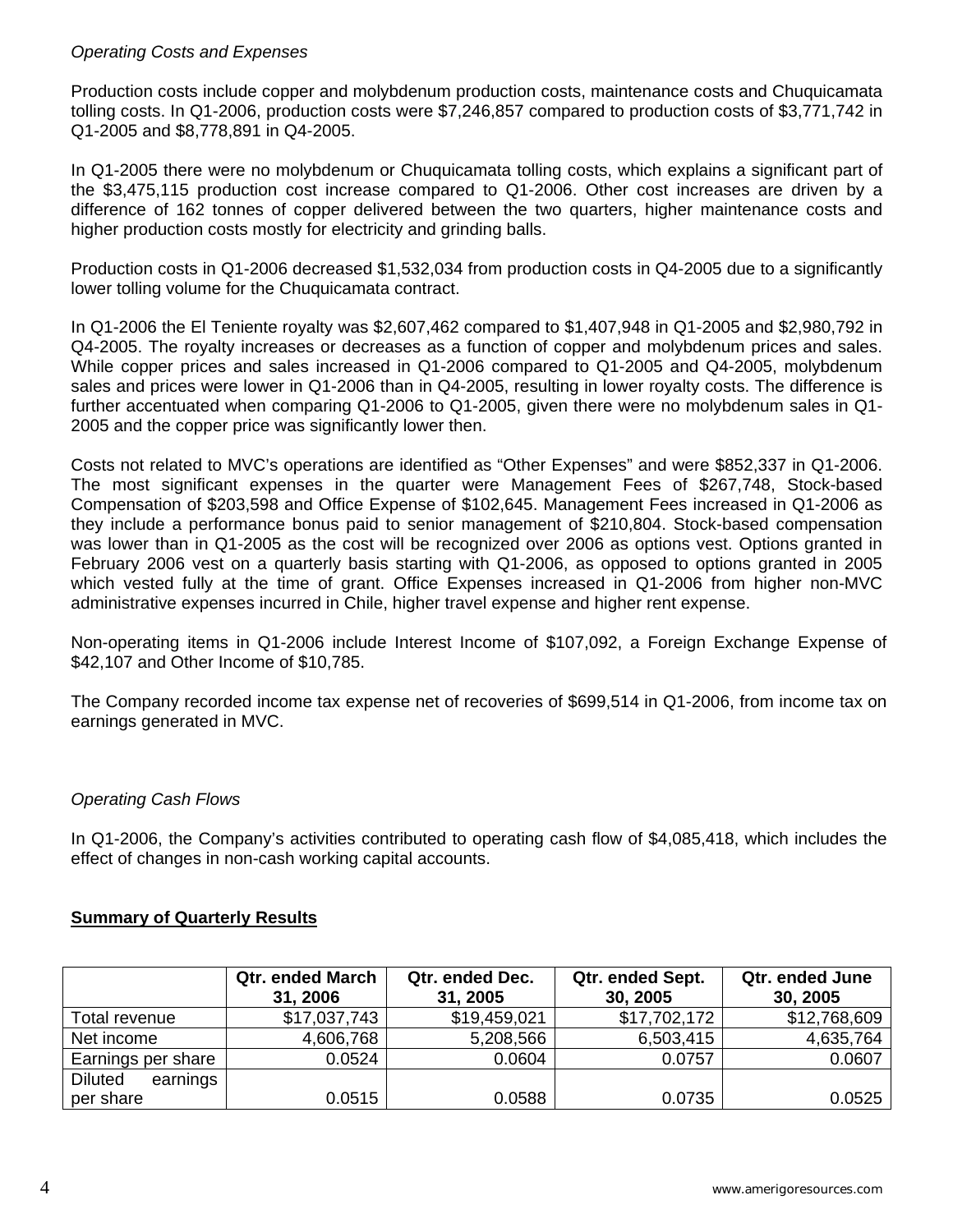*Operating Costs and Expenses*

Production costs include copper and molybdenum production costs, maintenance costs and Chuquicamata tolling costs. In Q1-2006, production costs were $7,246,857 compared to production costs of $3,771,742 in Q1-2005 and $8,778,891 in Q4-2005.

In Q1-2005 there were no molybdenum or Chuquicamata tolling costs, which explains a significant part of the $3,475,115 production cost increase compared to Q1-2006. Other cost increases are driven by a difference of 162 tonnes of copper delivered between the two quarters, higher maintenance costs and higher production costs mostly for electricity and grinding balls.

Production costs in Q1-2006 decreased $1,532,034 from production costs in Q4-2005 due to a significantly lower tolling volume for the Chuquicamata contract.

In Q1-2006 the El Teniente royalty was $2,607,462 compared to $1,407,948 in Q1-2005 and $2,980,792 in Q4-2005. The royalty increases or decreases as a function of copper and molybdenum prices and sales. While copper prices and sales increased in Q1-2006 compared to Q1-2005 and Q4-2005, molybdenum sales and prices were lower in Q1-2006 than in Q4-2005, resulting in lower royalty costs. The difference is further accentuated when comparing Q1-2006 to Q1-2005, given there were no molybdenum sales in Q1-2005 and the copper price was significantly lower then.

Costs not related to MVC's operations are identified as "Other Expenses" and were $852,337 in Q1-2006. The most significant expenses in the quarter were Management Fees of $267,748, Stock-based Compensation of $203,598 and Office Expense of $102,645. Management Fees increased in Q1-2006 as they include a performance bonus paid to senior management of $210,804. Stock-based compensation was lower than in Q1-2005 as the cost will be recognized over 2006 as options vest. Options granted in February 2006 vest on a quarterly basis starting with Q1-2006, as opposed to options granted in 2005 which vested fully at the time of grant. Office Expenses increased in Q1-2006 from higher non-MVC administrative expenses incurred in Chile, higher travel expense and higher rent expense.

Non-operating items in Q1-2006 include Interest Income of $107,092, a Foreign Exchange Expense of $42,107 and Other Income of $10,785.

The Company recorded income tax expense net of recoveries of $699,514 in Q1-2006, from income tax on earnings generated in MVC.

*Operating Cash Flows*

In Q1-2006, the Company's activities contributed to operating cash flow of $4,085,418, which includes the effect of changes in non-cash working capital accounts.

**Summary of Quarterly Results**

| | Qtr. ended March 31, 2006 | Qtr. ended Dec. 31, 2005 | Qtr. ended Sept. 30, 2005 | Qtr. ended June 30, 2005 |
|---|---|---|---|---|
| Total revenue | $17,037,743 | $19,459,021 | $17,702,172 | $12,768,609 |
| Net income | 4,606,768 | 5,208,566 | 6,503,415 | 4,635,764 |
| Earnings per share | 0.0524 | 0.0604 | 0.0757 | 0.0607 |
| Diluted earnings per share | 0.0515 | 0.0588 | 0.0735 | 0.0525 |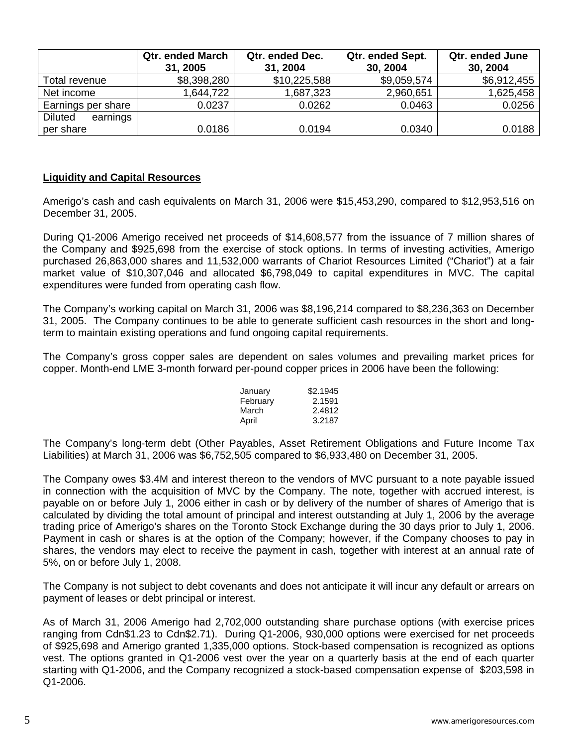| | Qtr. ended March 31, 2005 | Qtr. ended Dec. 31, 2004 | Qtr. ended Sept. 30, 2004 | Qtr. ended June 30, 2004 |
|---|---|---|---|---|
| Total revenue | $8,398,280 | $10,225,588 | $9,059,574 | $6,912,455 |
| Net income | 1,644,722 | 1,687,323 | 2,960,651 | 1,625,458 |
| Earnings per share | 0.0237 | 0.0262 | 0.0463 | 0.0256 |
| Diluted earnings per share | 0.0186 | 0.0194 | 0.0340 | 0.0188 |

**Liquidity and Capital Resources**

Amerigo's cash and cash equivalents on March 31, 2006 were $15,453,290, compared to $12,953,516 on December 31, 2005.

During Q1-2006 Amerigo received net proceeds of $14,608,577 from the issuance of 7 million shares of the Company and $925,698 from the exercise of stock options. In terms of investing activities, Amerigo purchased 26,863,000 shares and 11,532,000 warrants of Chariot Resources Limited ("Chariot") at a fair market value of $10,307,046 and allocated $6,798,049 to capital expenditures in MVC. The capital expenditures were funded from operating cash flow.

The Company's working capital on March 31, 2006 was $8,196,214 compared to $8,236,363 on December 31, 2005. The Company continues to be able to generate sufficient cash resources in the short and long-term to maintain existing operations and fund ongoing capital requirements.

The Company's gross copper sales are dependent on sales volumes and prevailing market prices for copper. Month-end LME 3-month forward per-pound copper prices in 2006 have been the following:

| | |
|---|---|
| January | $2.1945 |
| February | 2.1591 |
| March | 2.4812 |
| April | 3.2187 |

The Company's long-term debt (Other Payables, Asset Retirement Obligations and Future Income Tax Liabilities) at March 31, 2006 was $6,752,505 compared to $6,933,480 on December 31, 2005.

The Company owes $3.4M and interest thereon to the vendors of MVC pursuant to a note payable issued in connection with the acquisition of MVC by the Company. The note, together with accrued interest, is payable on or before July 1, 2006 either in cash or by delivery of the number of shares of Amerigo that is calculated by dividing the total amount of principal and interest outstanding at July 1, 2006 by the average trading price of Amerigo's shares on the Toronto Stock Exchange during the 30 days prior to July 1, 2006. Payment in cash or shares is at the option of the Company; however, if the Company chooses to pay in shares, the vendors may elect to receive the payment in cash, together with interest at an annual rate of 5%, on or before July 1, 2008.

The Company is not subject to debt covenants and does not anticipate it will incur any default or arrears on payment of leases or debt principal or interest.

As of March 31, 2006 Amerigo had 2,702,000 outstanding share purchase options (with exercise prices ranging from Cdn$1.23 to Cdn$2.71). During Q1-2006, 930,000 options were exercised for net proceeds of $925,698 and Amerigo granted 1,335,000 options. Stock-based compensation is recognized as options vest. The options granted in Q1-2006 vest over the year on a quarterly basis at the end of each quarter starting with Q1-2006, and the Company recognized a stock-based compensation expense of $203,598 in Q1-2006.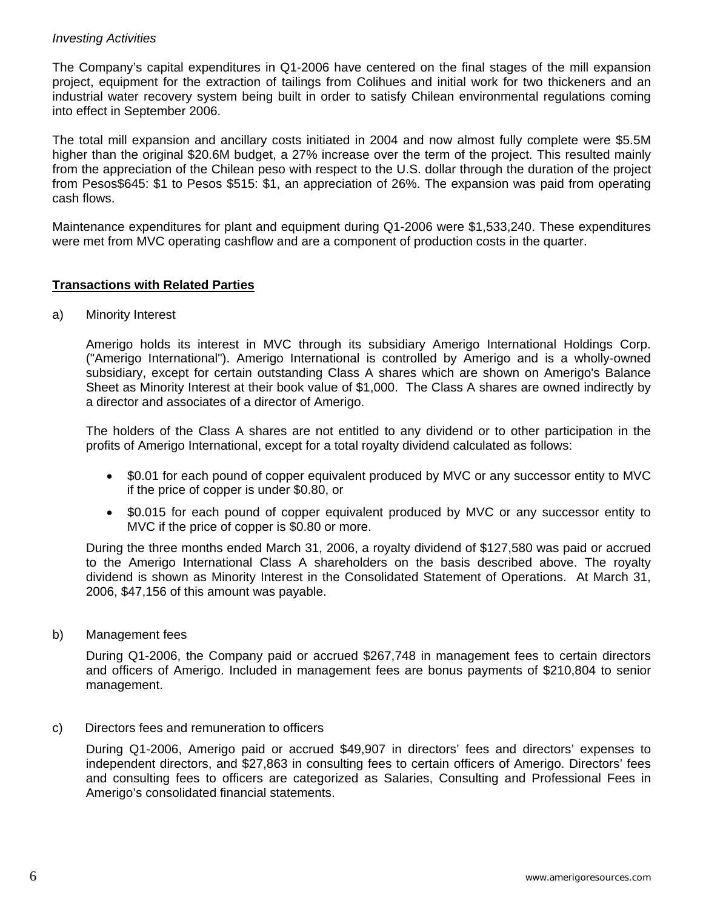*Investing Activities*

The Company's capital expenditures in Q1-2006 have centered on the final stages of the mill expansion project, equipment for the extraction of tailings from Colihues and initial work for two thickeners and an industrial water recovery system being built in order to satisfy Chilean environmental regulations coming into effect in September 2006.

The total mill expansion and ancillary costs initiated in 2004 and now almost fully complete were $5.5M higher than the original $20.6M budget, a 27% increase over the term of the project. This resulted mainly from the appreciation of the Chilean peso with respect to the U.S. dollar through the duration of the project from Pesos$645: $1 to Pesos $515: $1, an appreciation of 26%. The expansion was paid from operating cash flows.

Maintenance expenditures for plant and equipment during Q1-2006 were $1,533,240. These expenditures were met from MVC operating cashflow and are a component of production costs in the quarter.

## Transactions with Related Parties

a) Minority Interest

Amerigo holds its interest in MVC through its subsidiary Amerigo International Holdings Corp. ("Amerigo International"). Amerigo International is controlled by Amerigo and is a wholly-owned subsidiary, except for certain outstanding Class A shares which are shown on Amerigo's Balance Sheet as Minority Interest at their book value of $1,000. The Class A shares are owned indirectly by a director and associates of a director of Amerigo.

The holders of the Class A shares are not entitled to any dividend or to other participation in the profits of Amerigo International, except for a total royalty dividend calculated as follows:

- $0.01 for each pound of copper equivalent produced by MVC or any successor entity to MVC if the price of copper is under $0.80, or
- $0.015 for each pound of copper equivalent produced by MVC or any successor entity to MVC if the price of copper is $0.80 or more.

During the three months ended March 31, 2006, a royalty dividend of $127,580 was paid or accrued to the Amerigo International Class A shareholders on the basis described above. The royalty dividend is shown as Minority Interest in the Consolidated Statement of Operations. At March 31, 2006, $47,156 of this amount was payable.

b) Management fees

During Q1-2006, the Company paid or accrued $267,748 in management fees to certain directors and officers of Amerigo. Included in management fees are bonus payments of $210,804 to senior management.

c) Directors fees and remuneration to officers

During Q1-2006, Amerigo paid or accrued $49,907 in directors' fees and directors' expenses to independent directors, and $27,863 in consulting fees to certain officers of Amerigo. Directors' fees and consulting fees to officers are categorized as Salaries, Consulting and Professional Fees in Amerigo's consolidated financial statements.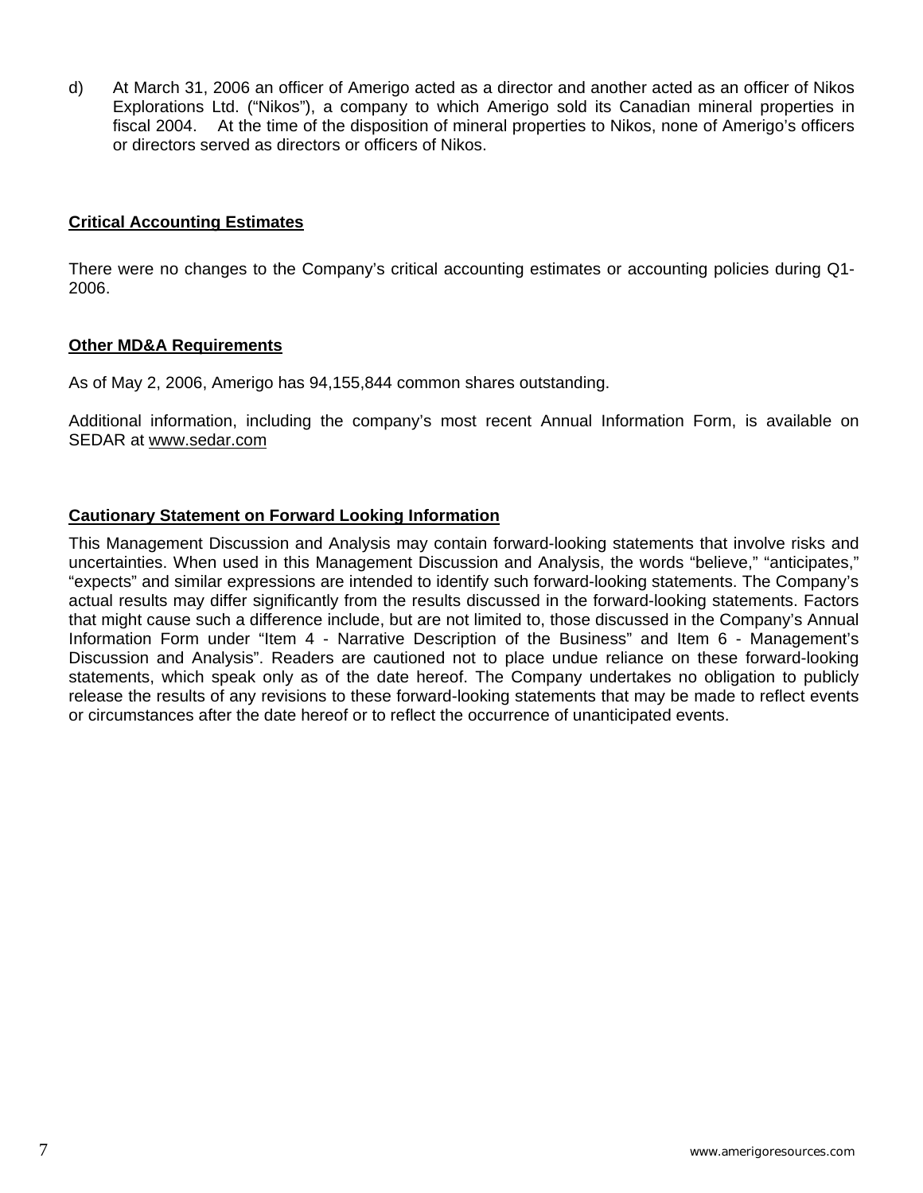d) At March 31, 2006 an officer of Amerigo acted as a director and another acted as an officer of Nikos Explorations Ltd. ("Nikos"), a company to which Amerigo sold its Canadian mineral properties in fiscal 2004. At the time of the disposition of mineral properties to Nikos, none of Amerigo's officers or directors served as directors or officers of Nikos.

## Critical Accounting Estimates

There were no changes to the Company's critical accounting estimates or accounting policies during Q1-2006.

## Other MD&A Requirements

As of May 2, 2006, Amerigo has 94,155,844 common shares outstanding.

Additional information, including the company's most recent Annual Information Form, is available on SEDAR at www.sedar.com

## Cautionary Statement on Forward Looking Information

This Management Discussion and Analysis may contain forward-looking statements that involve risks and uncertainties. When used in this Management Discussion and Analysis, the words "believe," "anticipates," "expects" and similar expressions are intended to identify such forward-looking statements. The Company's actual results may differ significantly from the results discussed in the forward-looking statements. Factors that might cause such a difference include, but are not limited to, those discussed in the Company's Annual Information Form under "Item 4 - Narrative Description of the Business" and Item 6 - Management's Discussion and Analysis". Readers are cautioned not to place undue reliance on these forward-looking statements, which speak only as of the date hereof. The Company undertakes no obligation to publicly release the results of any revisions to these forward-looking statements that may be made to reflect events or circumstances after the date hereof or to reflect the occurrence of unanticipated events.